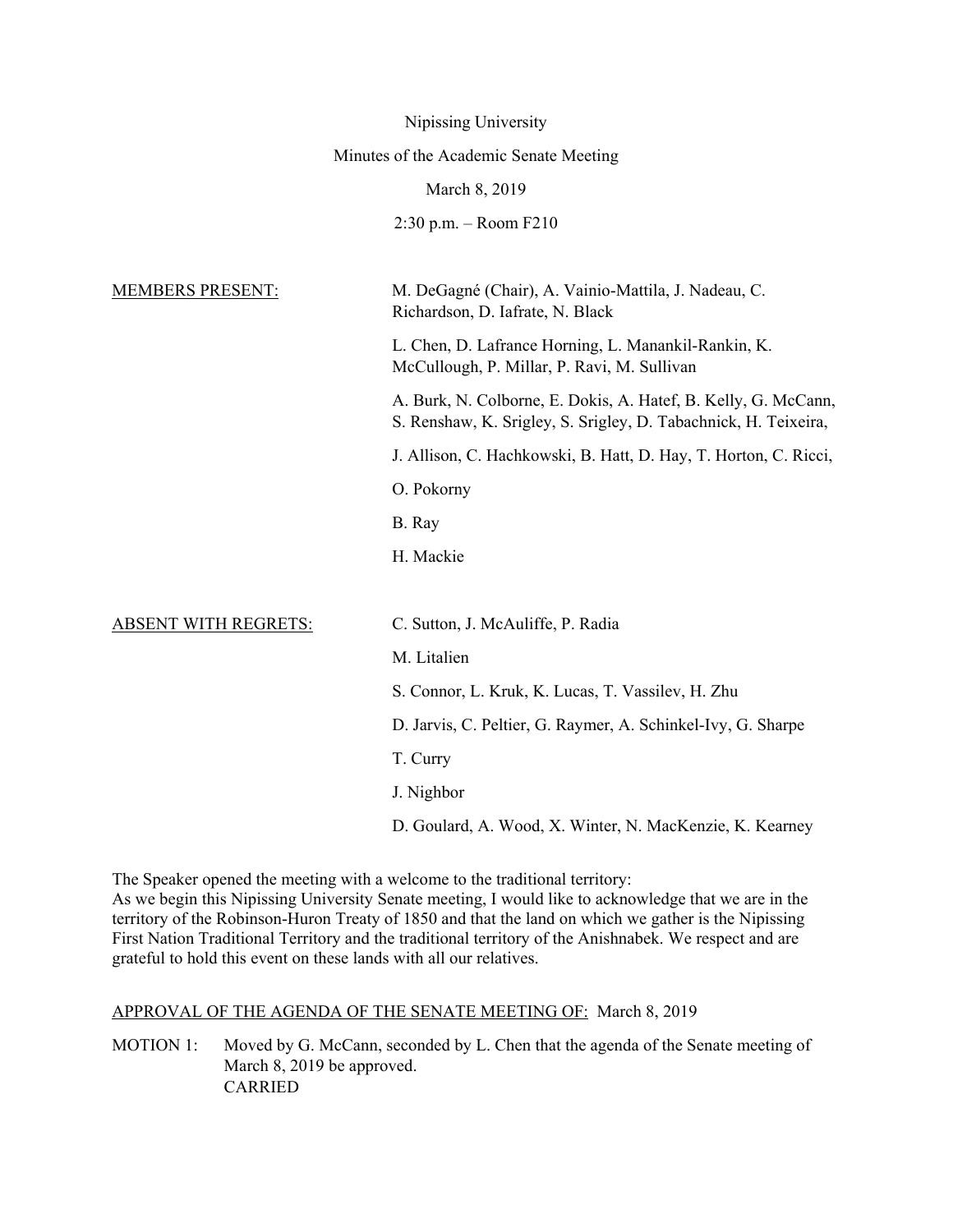Nipissing University

Minutes of the Academic Senate Meeting

March 8, 2019

2:30 p.m. – Room F210

| | |
|---|---|
| MEMBERS PRESENT: | M. DeGagné (Chair), A. Vainio-Mattila, J. Nadeau, C. Richardson, D. Iafrate, N. Black |
| | L. Chen, D. Lafrance Horning, L. Manankil-Rankin, K. McCullough, P. Millar, P. Ravi, M. Sullivan |
| | A. Burk, N. Colborne, E. Dokis, A. Hatef, B. Kelly, G. McCann, S. Renshaw, K. Srigley, S. Srigley, D. Tabachnick, H. Teixeira, |
| | J. Allison, C. Hachkowski, B. Hatt, D. Hay, T. Horton, C. Ricci, |
| | O. Pokorny |
| | B. Ray |
| | H. Mackie |
| ABSENT WITH REGRETS: | C. Sutton, J. McAuliffe, P. Radia |
| | M. Litalien |
| | S. Connor, L. Kruk, K. Lucas, T. Vassilev, H. Zhu |
| | D. Jarvis, C. Peltier, G. Raymer, A. Schinkel-Ivy, G. Sharpe |
| | T. Curry |
| | J. Nighbor |
| | D. Goulard, A. Wood, X. Winter, N. MacKenzie, K. Kearney |

The Speaker opened the meeting with a welcome to the traditional territory:
As we begin this Nipissing University Senate meeting, I would like to acknowledge that we are in the territory of the Robinson-Huron Treaty of 1850 and that the land on which we gather is the Nipissing First Nation Traditional Territory and the traditional territory of the Anishnabek. We respect and are grateful to hold this event on these lands with all our relatives.

APPROVAL OF THE AGENDA OF THE SENATE MEETING OF: March 8, 2019

MOTION 1: Moved by G. McCann, seconded by L. Chen that the agenda of the Senate meeting of March 8, 2019 be approved.
CARRIED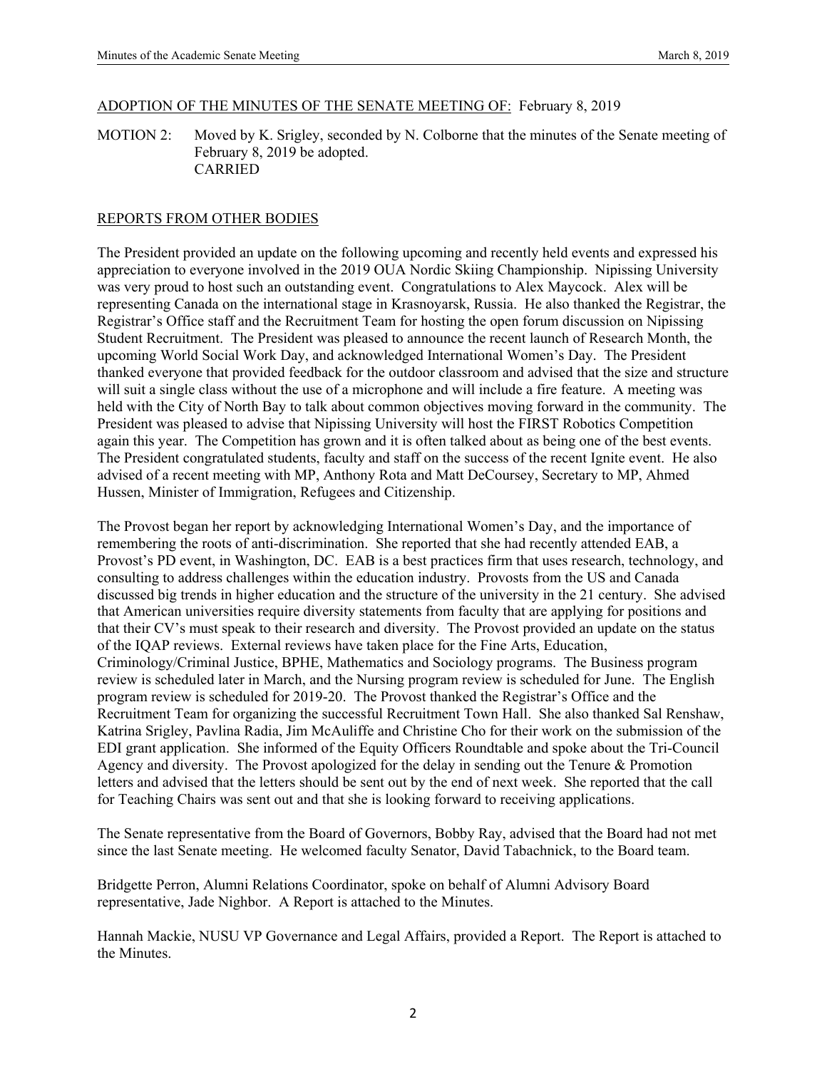ADOPTION OF THE MINUTES OF THE SENATE MEETING OF: February 8, 2019

MOTION 2: Moved by K. Srigley, seconded by N. Colborne that the minutes of the Senate meeting of February 8, 2019 be adopted.
CARRIED

REPORTS FROM OTHER BODIES

The President provided an update on the following upcoming and recently held events and expressed his appreciation to everyone involved in the 2019 OUA Nordic Skiing Championship. Nipissing University was very proud to host such an outstanding event. Congratulations to Alex Maycock. Alex will be representing Canada on the international stage in Krasnoyarsk, Russia. He also thanked the Registrar, the Registrar's Office staff and the Recruitment Team for hosting the open forum discussion on Nipissing Student Recruitment. The President was pleased to announce the recent launch of Research Month, the upcoming World Social Work Day, and acknowledged International Women's Day. The President thanked everyone that provided feedback for the outdoor classroom and advised that the size and structure will suit a single class without the use of a microphone and will include a fire feature. A meeting was held with the City of North Bay to talk about common objectives moving forward in the community. The President was pleased to advise that Nipissing University will host the FIRST Robotics Competition again this year. The Competition has grown and it is often talked about as being one of the best events. The President congratulated students, faculty and staff on the success of the recent Ignite event. He also advised of a recent meeting with MP, Anthony Rota and Matt DeCoursey, Secretary to MP, Ahmed Hussen, Minister of Immigration, Refugees and Citizenship.

The Provost began her report by acknowledging International Women's Day, and the importance of remembering the roots of anti-discrimination. She reported that she had recently attended EAB, a Provost's PD event, in Washington, DC. EAB is a best practices firm that uses research, technology, and consulting to address challenges within the education industry. Provosts from the US and Canada discussed big trends in higher education and the structure of the university in the 21 century. She advised that American universities require diversity statements from faculty that are applying for positions and that their CV's must speak to their research and diversity. The Provost provided an update on the status of the IQAP reviews. External reviews have taken place for the Fine Arts, Education, Criminology/Criminal Justice, BPHE, Mathematics and Sociology programs. The Business program review is scheduled later in March, and the Nursing program review is scheduled for June. The English program review is scheduled for 2019-20. The Provost thanked the Registrar's Office and the Recruitment Team for organizing the successful Recruitment Town Hall. She also thanked Sal Renshaw, Katrina Srigley, Pavlina Radia, Jim McAuliffe and Christine Cho for their work on the submission of the EDI grant application. She informed of the Equity Officers Roundtable and spoke about the Tri-Council Agency and diversity. The Provost apologized for the delay in sending out the Tenure & Promotion letters and advised that the letters should be sent out by the end of next week. She reported that the call for Teaching Chairs was sent out and that she is looking forward to receiving applications.

The Senate representative from the Board of Governors, Bobby Ray, advised that the Board had not met since the last Senate meeting. He welcomed faculty Senator, David Tabachnick, to the Board team.

Bridgette Perron, Alumni Relations Coordinator, spoke on behalf of Alumni Advisory Board representative, Jade Nighbor. A Report is attached to the Minutes.

Hannah Mackie, NUSU VP Governance and Legal Affairs, provided a Report. The Report is attached to the Minutes.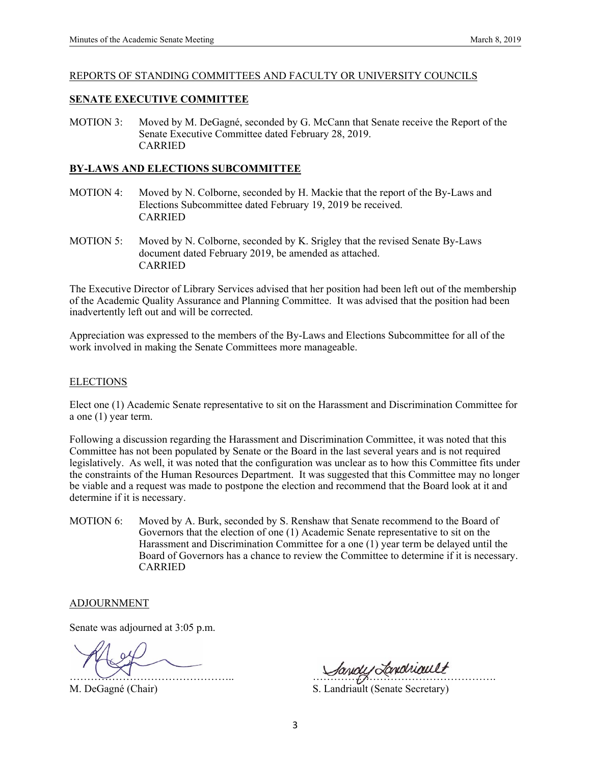REPORTS OF STANDING COMMITTEES AND FACULTY OR UNIVERSITY COUNCILS

## SENATE EXECUTIVE COMMITTEE

MOTION 3: Moved by M. DeGagné, seconded by G. McCann that Senate receive the Report of the Senate Executive Committee dated February 28, 2019.
CARRIED

## BY-LAWS AND ELECTIONS SUBCOMMITTEE

MOTION 4: Moved by N. Colborne, seconded by H. Mackie that the report of the By-Laws and Elections Subcommittee dated February 19, 2019 be received.
CARRIED

MOTION 5: Moved by N. Colborne, seconded by K. Srigley that the revised Senate By-Laws document dated February 2019, be amended as attached.
CARRIED

The Executive Director of Library Services advised that her position had been left out of the membership of the Academic Quality Assurance and Planning Committee. It was advised that the position had been inadvertently left out and will be corrected.

Appreciation was expressed to the members of the By-Laws and Elections Subcommittee for all of the work involved in making the Senate Committees more manageable.

ELECTIONS

Elect one (1) Academic Senate representative to sit on the Harassment and Discrimination Committee for a one (1) year term.

Following a discussion regarding the Harassment and Discrimination Committee, it was noted that this Committee has not been populated by Senate or the Board in the last several years and is not required legislatively. As well, it was noted that the configuration was unclear as to how this Committee fits under the constraints of the Human Resources Department. It was suggested that this Committee may no longer be viable and a request was made to postpone the election and recommend that the Board look at it and determine if it is necessary.

MOTION 6: Moved by A. Burk, seconded by S. Renshaw that Senate recommend to the Board of Governors that the election of one (1) Academic Senate representative to sit on the Harassment and Discrimination Committee for a one (1) year term be delayed until the Board of Governors has a chance to review the Committee to determine if it is necessary.
CARRIED

ADJOURNMENT

Senate was adjourned at 3:05 p.m.

……………………………………….. M. DeGagné (Chair)

……………………………………………. S. Landriault (Senate Secretary)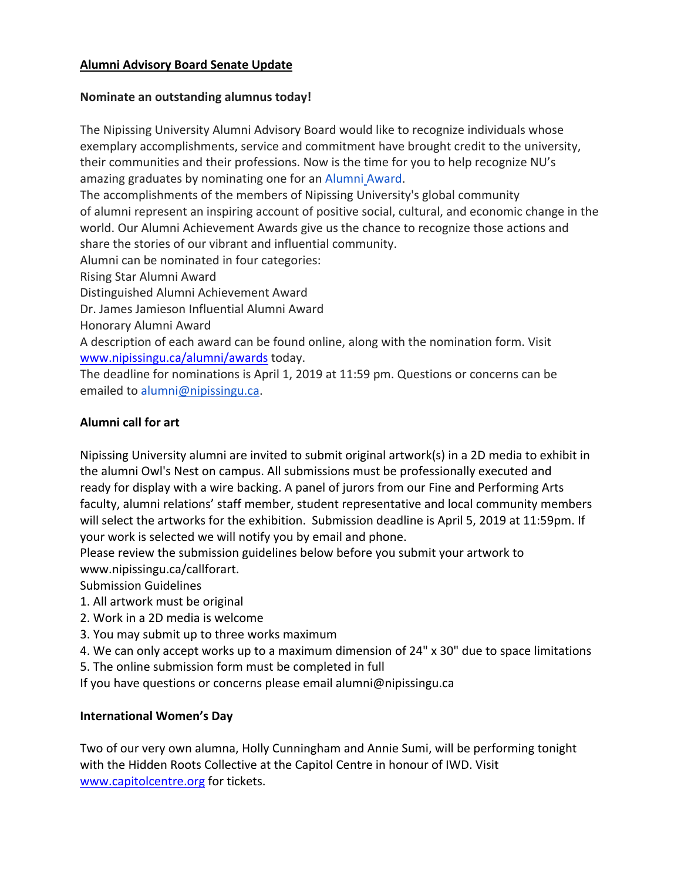# Alumni Advisory Board Senate Update

## Nominate an outstanding alumnus today!

The Nipissing University Alumni Advisory Board would like to recognize individuals whose exemplary accomplishments, service and commitment have brought credit to the university, their communities and their professions. Now is the time for you to help recognize NU's amazing graduates by nominating one for an Alumni Award.

The accomplishments of the members of Nipissing University's global community of alumni represent an inspiring account of positive social, cultural, and economic change in the world. Our Alumni Achievement Awards give us the chance to recognize those actions and share the stories of our vibrant and influential community.

Alumni can be nominated in four categories:

Rising Star Alumni Award

Distinguished Alumni Achievement Award

Dr. James Jamieson Influential Alumni Award

Honorary Alumni Award

A description of each award can be found online, along with the nomination form. Visit www.nipissingu.ca/alumni/awards today.

The deadline for nominations is April 1, 2019 at 11:59 pm. Questions or concerns can be emailed to alumni@nipissingu.ca.

## Alumni call for art

Nipissing University alumni are invited to submit original artwork(s) in a 2D media to exhibit in the alumni Owl's Nest on campus. All submissions must be professionally executed and ready for display with a wire backing. A panel of jurors from our Fine and Performing Arts faculty, alumni relations' staff member, student representative and local community members will select the artworks for the exhibition. Submission deadline is April 5, 2019 at 11:59pm. If your work is selected we will notify you by email and phone.

Please review the submission guidelines below before you submit your artwork to www.nipissingu.ca/callforart.

Submission Guidelines

1. All artwork must be original
2. Work in a 2D media is welcome
3. You may submit up to three works maximum
4. We can only accept works up to a maximum dimension of 24" x 30" due to space limitations
5. The online submission form must be completed in full

If you have questions or concerns please email alumni@nipissingu.ca

## International Women's Day

Two of our very own alumna, Holly Cunningham and Annie Sumi, will be performing tonight with the Hidden Roots Collective at the Capitol Centre in honour of IWD. Visit www.capitolcentre.org for tickets.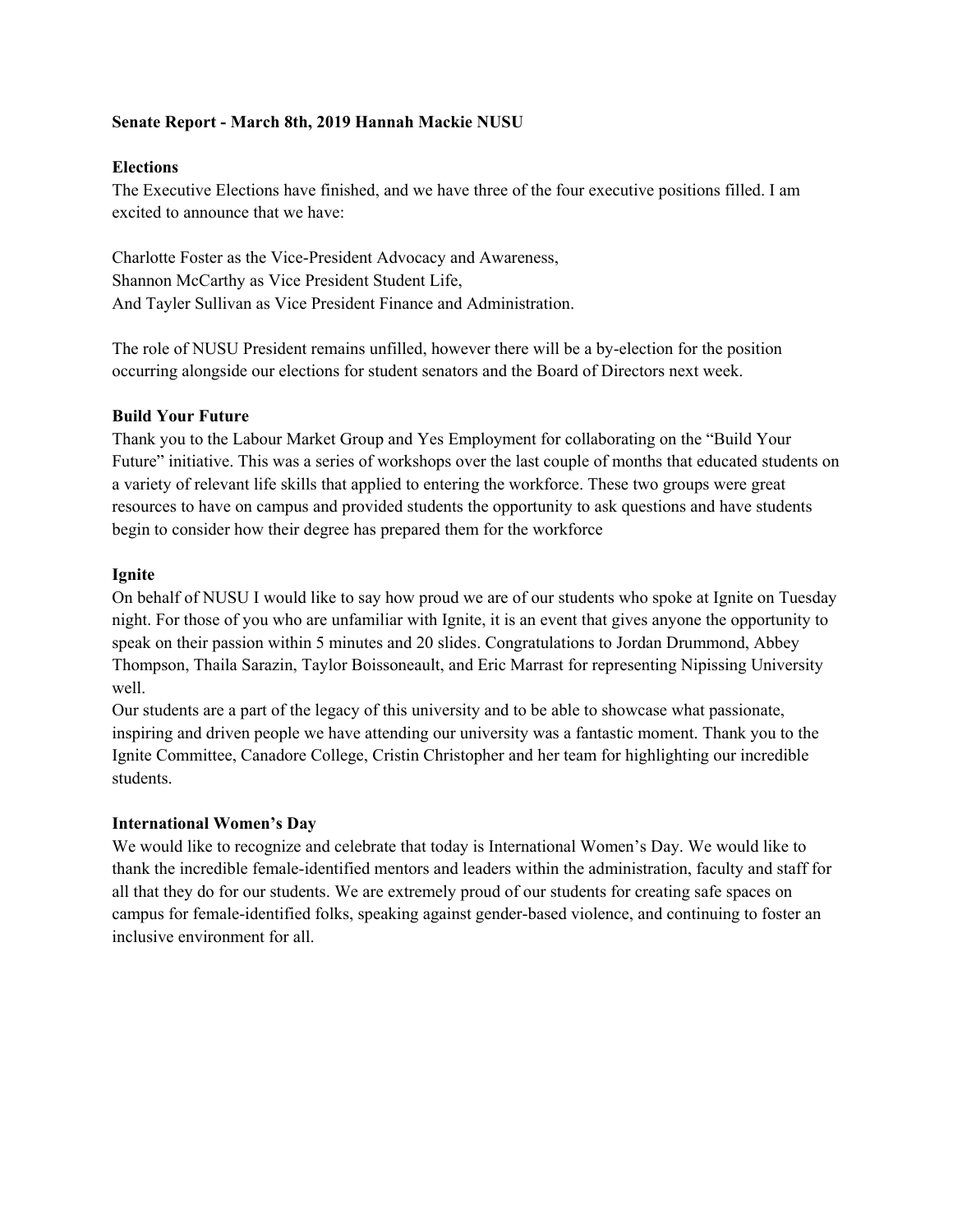**Senate Report - March 8th, 2019 Hannah Mackie NUSU**

**Elections**

The Executive Elections have finished, and we have three of the four executive positions filled. I am excited to announce that we have:

Charlotte Foster as the Vice-President Advocacy and Awareness,
Shannon McCarthy as Vice President Student Life,
And Tayler Sullivan as Vice President Finance and Administration.

The role of NUSU President remains unfilled, however there will be a by-election for the position occurring alongside our elections for student senators and the Board of Directors next week.

**Build Your Future**

Thank you to the Labour Market Group and Yes Employment for collaborating on the "Build Your Future" initiative. This was a series of workshops over the last couple of months that educated students on a variety of relevant life skills that applied to entering the workforce. These two groups were great resources to have on campus and provided students the opportunity to ask questions and have students begin to consider how their degree has prepared them for the workforce

**Ignite**

On behalf of NUSU I would like to say how proud we are of our students who spoke at Ignite on Tuesday night. For those of you who are unfamiliar with Ignite, it is an event that gives anyone the opportunity to speak on their passion within 5 minutes and 20 slides. Congratulations to Jordan Drummond, Abbey Thompson, Thaila Sarazin, Taylor Boissoneault, and Eric Marrast for representing Nipissing University well.

Our students are a part of the legacy of this university and to be able to showcase what passionate, inspiring and driven people we have attending our university was a fantastic moment. Thank you to the Ignite Committee, Canadore College, Cristin Christopher and her team for highlighting our incredible students.

**International Women's Day**

We would like to recognize and celebrate that today is International Women's Day. We would like to thank the incredible female-identified mentors and leaders within the administration, faculty and staff for all that they do for our students. We are extremely proud of our students for creating safe spaces on campus for female-identified folks, speaking against gender-based violence, and continuing to foster an inclusive environment for all.